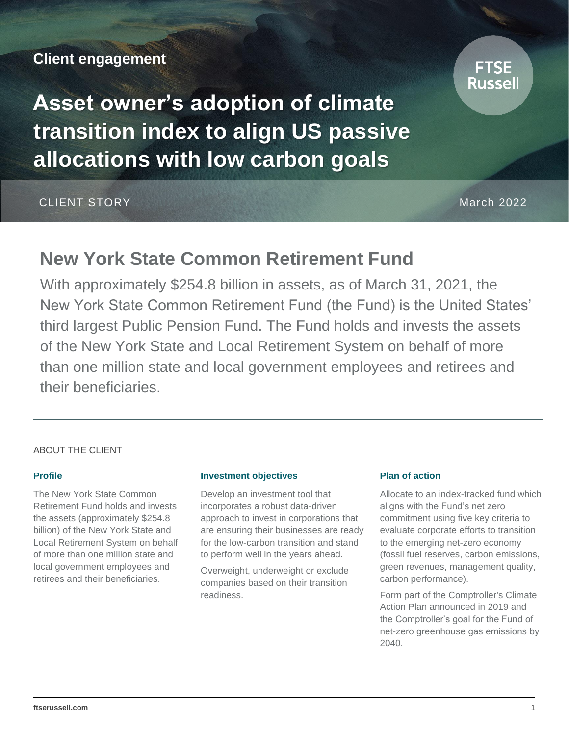Client engagement

# Asset owner's adoption of climate transition index to align US passive allocations with low carbon goals

CLIENT STORY

March 2022

## New York State Common Retirement Fund

With approximately $254.8 billion in assets, as of March 31, 2021, the New York State Common Retirement Fund (the Fund) is the United States' third largest Public Pension Fund. The Fund holds and invests the assets of the New York State and Local Retirement System on behalf of more than one million state and local government employees and retirees and their beneficiaries.

ABOUT THE CLIENT

### Profile

The New York State Common Retirement Fund holds and invests the assets (approximately $254.8 billion) of the New York State and Local Retirement System on behalf of more than one million state and local government employees and retirees and their beneficiaries.

### Investment objectives

Develop an investment tool that incorporates a robust data-driven approach to invest in corporations that are ensuring their businesses are ready for the low-carbon transition and stand to perform well in the years ahead.

Overweight, underweight or exclude companies based on their transition readiness.

### Plan of action

Allocate to an index-tracked fund which aligns with the Fund's net zero commitment using five key criteria to evaluate corporate efforts to transition to the emerging net-zero economy (fossil fuel reserves, carbon emissions, green revenues, management quality, carbon performance).

Form part of the Comptroller's Climate Action Plan announced in 2019 and the Comptroller's goal for the Fund of net-zero greenhouse gas emissions by 2040.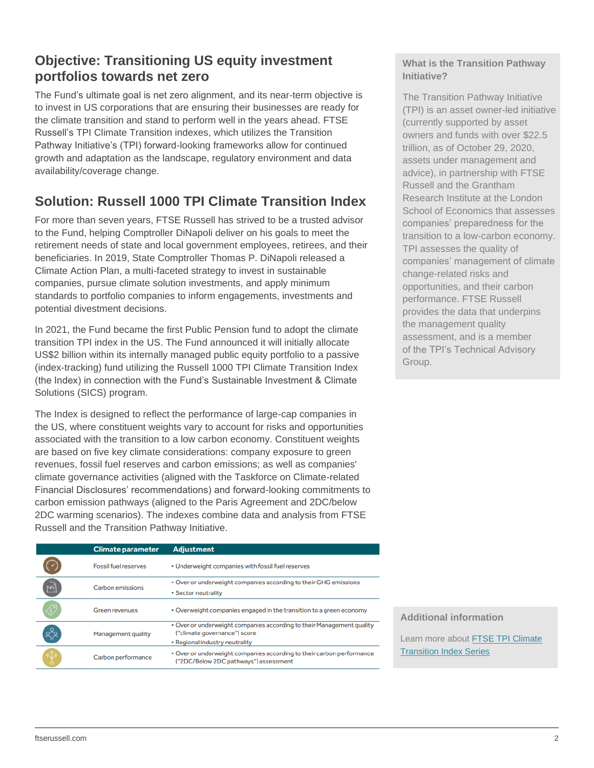## Objective: Transitioning US equity investment portfolios towards net zero

The Fund's ultimate goal is net zero alignment, and its near-term objective is to invest in US corporations that are ensuring their businesses are ready for the climate transition and stand to perform well in the years ahead. FTSE Russell's TPI Climate Transition indexes, which utilizes the Transition Pathway Initiative's (TPI) forward-looking frameworks allow for continued growth and adaptation as the landscape, regulatory environment and data availability/coverage change.

## Solution: Russell 1000 TPI Climate Transition Index

For more than seven years, FTSE Russell has strived to be a trusted advisor to the Fund, helping Comptroller DiNapoli deliver on his goals to meet the retirement needs of state and local government employees, retirees, and their beneficiaries. In 2019, State Comptroller Thomas P. DiNapoli released a Climate Action Plan, a multi-faceted strategy to invest in sustainable companies, pursue climate solution investments, and apply minimum standards to portfolio companies to inform engagements, investments and potential divestment decisions.

In 2021, the Fund became the first Public Pension fund to adopt the climate transition TPI index in the US. The Fund announced it will initially allocate US$2 billion within its internally managed public equity portfolio to a passive (index-tracking) fund utilizing the Russell 1000 TPI Climate Transition Index (the Index) in connection with the Fund's Sustainable Investment & Climate Solutions (SICS) program.

The Index is designed to reflect the performance of large-cap companies in the US, where constituent weights vary to account for risks and opportunities associated with the transition to a low carbon economy. Constituent weights are based on five key climate considerations: company exposure to green revenues, fossil fuel reserves and carbon emissions; as well as companies' climate governance activities (aligned with the Taskforce on Climate-related Financial Disclosures' recommendations) and forward-looking commitments to carbon emission pathways (aligned to the Paris Agreement and 2DC/below 2DC warming scenarios). The indexes combine data and analysis from FTSE Russell and the Transition Pathway Initiative.

| Climate parameter | Adjustment |
|---|---|
| Fossil fuel reserves | • Underweight companies with fossil fuel reserves |
| Carbon emissions | • Over or underweight companies according to their GHG emissions<br>• Sector neutrality |
| Green revenues | • Overweight companies engaged in the transition to a green economy |
| Management quality | • Over or underweight companies according to their Management quality ("climate governance") score<br>• Regional industry neutrality |
| Carbon performance | • Over or underweight companies according to their carbon performance ("2DC/Below 2DC pathways") assessment |

### What is the Transition Pathway Initiative?

The Transition Pathway Initiative (TPI) is an asset owner-led initiative (currently supported by asset owners and funds with over $22.5 trillion, as of October 29, 2020, assets under management and advice), in partnership with FTSE Russell and the Grantham Research Institute at the London School of Economics that assesses companies' preparedness for the transition to a low-carbon economy. TPI assesses the quality of companies' management of climate change-related risks and opportunities, and their carbon performance. FTSE Russell provides the data that underpins the management quality assessment, and is a member of the TPI's Technical Advisory Group.

### Additional information

Learn more about [FTSE TPI Climate Transition Index Series]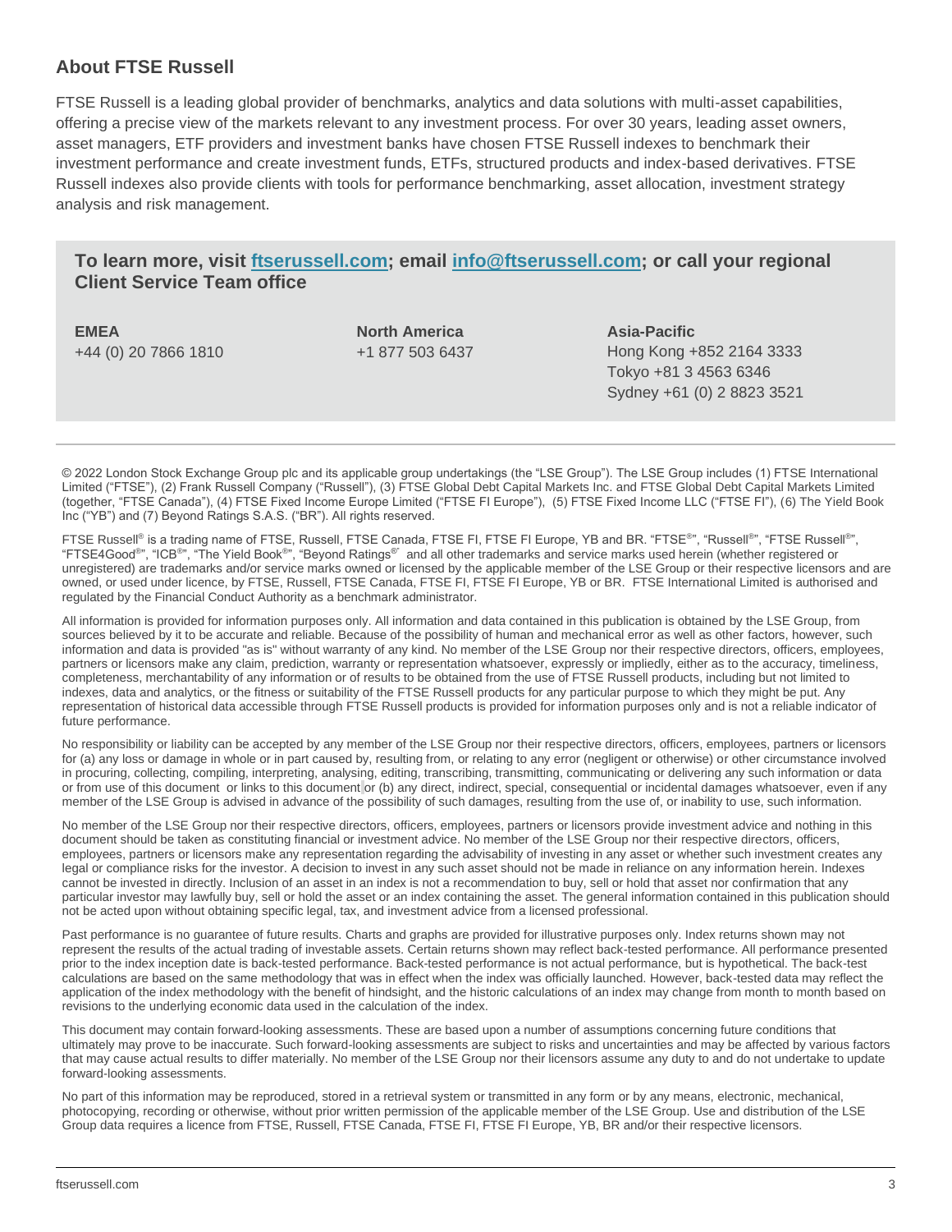## About FTSE Russell

FTSE Russell is a leading global provider of benchmarks, analytics and data solutions with multi-asset capabilities, offering a precise view of the markets relevant to any investment process. For over 30 years, leading asset owners, asset managers, ETF providers and investment banks have chosen FTSE Russell indexes to benchmark their investment performance and create investment funds, ETFs, structured products and index-based derivatives. FTSE Russell indexes also provide clients with tools for performance benchmarking, asset allocation, investment strategy analysis and risk management.

**To learn more, visit [ftserussell.com](ftserussell.com); email [info@ftserussell.com](mailto:info@ftserussell.com); or call your regional Client Service Team office**

**EMEA**
+44 (0) 20 7866 1810

**North America**
+1 877 503 6437

**Asia-Pacific**
Hong Kong +852 2164 3333
Tokyo +81 3 4563 6346
Sydney +61 (0) 2 8823 3521

© 2022 London Stock Exchange Group plc and its applicable group undertakings (the "LSE Group"). The LSE Group includes (1) FTSE International Limited ("FTSE"), (2) Frank Russell Company ("Russell"), (3) FTSE Global Debt Capital Markets Inc. and FTSE Global Debt Capital Markets Limited (together, "FTSE Canada"), (4) FTSE Fixed Income Europe Limited ("FTSE FI Europe"), (5) FTSE Fixed Income LLC ("FTSE FI"), (6) The Yield Book Inc ("YB") and (7) Beyond Ratings S.A.S. ("BR"). All rights reserved.

FTSE Russell® is a trading name of FTSE, Russell, FTSE Canada, FTSE FI, FTSE FI Europe, YB and BR. "FTSE®", "Russell®", "FTSE Russell®", "FTSE4Good®", "ICB®", "The Yield Book®", "Beyond Ratings®" and all other trademarks and service marks used herein (whether registered or unregistered) are trademarks and/or service marks owned or licensed by the applicable member of the LSE Group or their respective licensors and are owned, or used under licence, by FTSE, Russell, FTSE Canada, FTSE FI, FTSE FI Europe, YB or BR. FTSE International Limited is authorised and regulated by the Financial Conduct Authority as a benchmark administrator.

All information is provided for information purposes only. All information and data contained in this publication is obtained by the LSE Group, from sources believed by it to be accurate and reliable. Because of the possibility of human and mechanical error as well as other factors, however, such information and data is provided "as is" without warranty of any kind. No member of the LSE Group nor their respective directors, officers, employees, partners or licensors make any claim, prediction, warranty or representation whatsoever, expressly or impliedly, either as to the accuracy, timeliness, completeness, merchantability of any information or of results to be obtained from the use of FTSE Russell products, including but not limited to indexes, data and analytics, or the fitness or suitability of the FTSE Russell products for any particular purpose to which they might be put. Any representation of historical data accessible through FTSE Russell products is provided for information purposes only and is not a reliable indicator of future performance.

No responsibility or liability can be accepted by any member of the LSE Group nor their respective directors, officers, employees, partners or licensors for (a) any loss or damage in whole or in part caused by, resulting from, or relating to any error (negligent or otherwise) or other circumstance involved in procuring, collecting, compiling, interpreting, analysing, editing, transcribing, transmitting, communicating or delivering any such information or data or from use of this document or links to this document or (b) any direct, indirect, special, consequential or incidental damages whatsoever, even if any member of the LSE Group is advised in advance of the possibility of such damages, resulting from the use of, or inability to use, such information.

No member of the LSE Group nor their respective directors, officers, employees, partners or licensors provide investment advice and nothing in this document should be taken as constituting financial or investment advice. No member of the LSE Group nor their respective directors, officers, employees, partners or licensors make any representation regarding the advisability of investing in any asset or whether such investment creates any legal or compliance risks for the investor. A decision to invest in any such asset should not be made in reliance on any information herein. Indexes cannot be invested in directly. Inclusion of an asset in an index is not a recommendation to buy, sell or hold that asset nor confirmation that any particular investor may lawfully buy, sell or hold the asset or an index containing the asset. The general information contained in this publication should not be acted upon without obtaining specific legal, tax, and investment advice from a licensed professional.

Past performance is no guarantee of future results. Charts and graphs are provided for illustrative purposes only. Index returns shown may not represent the results of the actual trading of investable assets. Certain returns shown may reflect back-tested performance. All performance presented prior to the index inception date is back-tested performance. Back-tested performance is not actual performance, but is hypothetical. The back-test calculations are based on the same methodology that was in effect when the index was officially launched. However, back-tested data may reflect the application of the index methodology with the benefit of hindsight, and the historic calculations of an index may change from month to month based on revisions to the underlying economic data used in the calculation of the index.

This document may contain forward-looking assessments. These are based upon a number of assumptions concerning future conditions that ultimately may prove to be inaccurate. Such forward-looking assessments are subject to risks and uncertainties and may be affected by various factors that may cause actual results to differ materially. No member of the LSE Group nor their licensors assume any duty to and do not undertake to update forward-looking assessments.

No part of this information may be reproduced, stored in a retrieval system or transmitted in any form or by any means, electronic, mechanical, photocopying, recording or otherwise, without prior written permission of the applicable member of the LSE Group. Use and distribution of the LSE Group data requires a licence from FTSE, Russell, FTSE Canada, FTSE FI, FTSE FI Europe, YB, BR and/or their respective licensors.